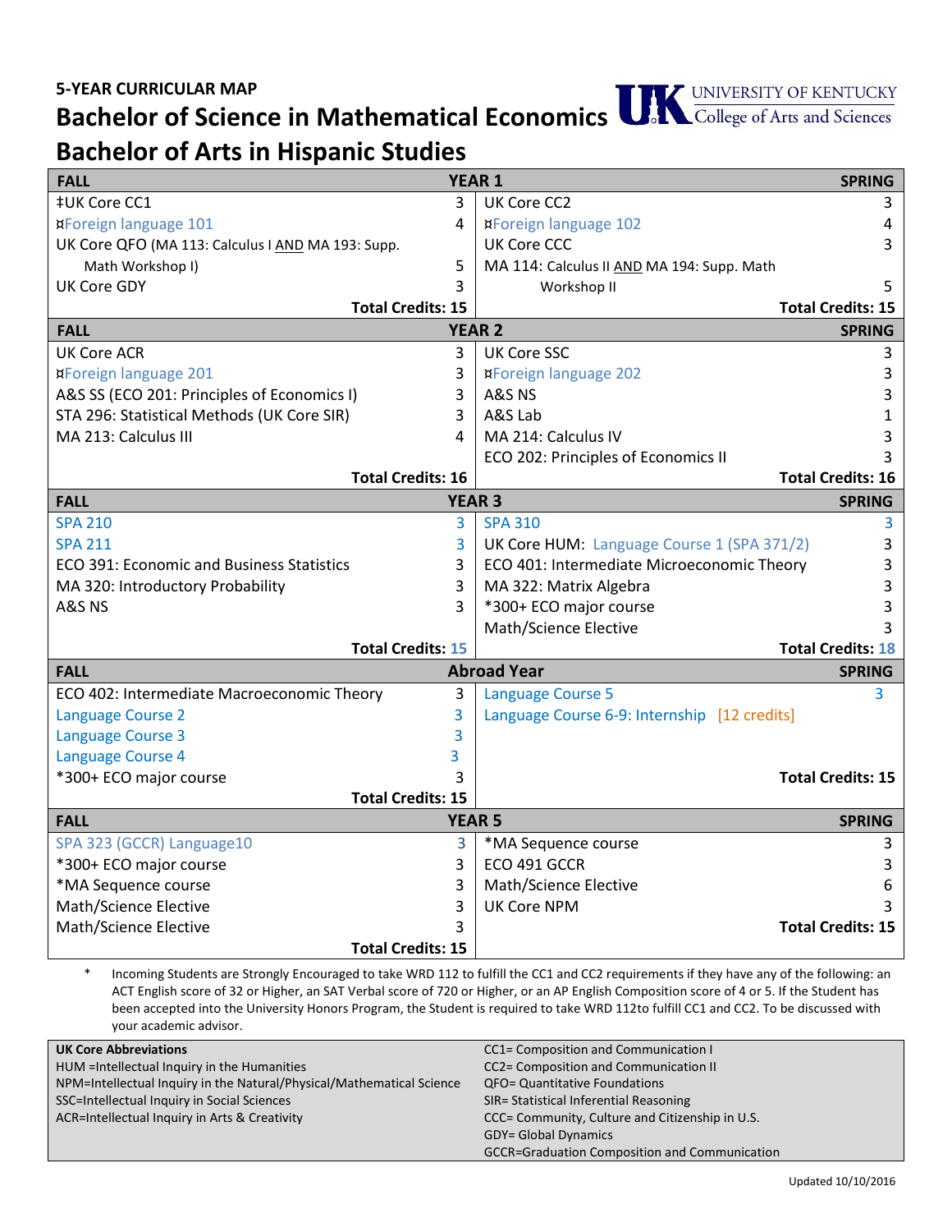**5-YEAR CURRICULAR MAP**

# Bachelor of Science in Mathematical Economics
# Bachelor of Arts in Hispanic Studies

UNIVERSITY OF KENTUCKY
College of Arts and Sciences

| FALL | | YEAR 1 | SPRING |
|---|---|---|---|
| ‡UK Core CC1 | 3 | UK Core CC2 | 3 |
| ¤Foreign language 101 | 4 | ¤Foreign language 102 | 4 |
| UK Core QFO (MA 113: Calculus I AND MA 193: Supp. Math Workshop I) | 5 | UK Core CCC | 3 |
| UK Core GDY | 3 | MA 114: Calculus II AND MA 194: Supp. Math Workshop II | 5 |
| **Total Credits: 15** | | **Total Credits: 15** | |
| **FALL** | | **YEAR 2** | **SPRING** |
| UK Core ACR | 3 | UK Core SSC | 3 |
| ¤Foreign language 201 | 3 | ¤Foreign language 202 | 3 |
| A&S SS (ECO 201: Principles of Economics I) | 3 | A&S NS | 3 |
| STA 296: Statistical Methods (UK Core SIR) | 3 | A&S Lab | 1 |
| MA 213: Calculus III | 4 | MA 214: Calculus IV | 3 |
| | | ECO 202: Principles of Economics II | 3 |
| **Total Credits: 16** | | **Total Credits: 16** | |
| **FALL** | | **YEAR 3** | **SPRING** |
| SPA 210 | 3 | SPA 310 | 3 |
| SPA 211 | 3 | UK Core HUM: Language Course 1 (SPA 371/2) | 3 |
| ECO 391: Economic and Business Statistics | 3 | ECO 401: Intermediate Microeconomic Theory | 3 |
| MA 320: Introductory Probability | 3 | MA 322: Matrix Algebra | 3 |
| A&S NS | 3 | *300+ ECO major course | 3 |
| | | Math/Science Elective | 3 |
| **Total Credits: 15** | | **Total Credits: 18** | |
| **FALL** | | **Abroad Year** | **SPRING** |
| ECO 402: Intermediate Macroeconomic Theory | 3 | Language Course 5 | 3 |
| Language Course 2 | 3 | Language Course 6-9: Internship [12 credits] | |
| Language Course 3 | 3 | | |
| Language Course 4 | 3 | | |
| *300+ ECO major course | 3 | **Total Credits: 15** | |
| **Total Credits: 15** | | | |
| **FALL** | | **YEAR 5** | **SPRING** |
| SPA 323 (GCCR) Language10 | 3 | *MA Sequence course | 3 |
| *300+ ECO major course | 3 | ECO 491 GCCR | 3 |
| *MA Sequence course | 3 | Math/Science Elective | 6 |
| Math/Science Elective | 3 | UK Core NPM | 3 |
| Math/Science Elective | 3 | **Total Credits: 15** | |
| **Total Credits: 15** | | | |

\* Incoming Students are Strongly Encouraged to take WRD 112 to fulfill the CC1 and CC2 requirements if they have any of the following: an ACT English score of 32 or Higher, an SAT Verbal score of 720 or Higher, or an AP English Composition score of 4 or 5. If the Student has been accepted into the University Honors Program, the Student is required to take WRD 112to fulfill CC1 and CC2. To be discussed with your academic advisor.

| UK Core Abbreviations | |
|---|---|
| HUM =Intellectual Inquiry in the Humanities | CC1= Composition and Communication I |
| NPM=Intellectual Inquiry in the Natural/Physical/Mathematical Science | CC2= Composition and Communication II |
| SSC=Intellectual Inquiry in Social Sciences | QFO= Quantitative Foundations |
| ACR=Intellectual Inquiry in Arts & Creativity | SIR= Statistical Inferential Reasoning |
| | CCC= Community, Culture and Citizenship in U.S. |
| | GDY= Global Dynamics |
| | GCCR=Graduation Composition and Communication |

Updated 10/10/2016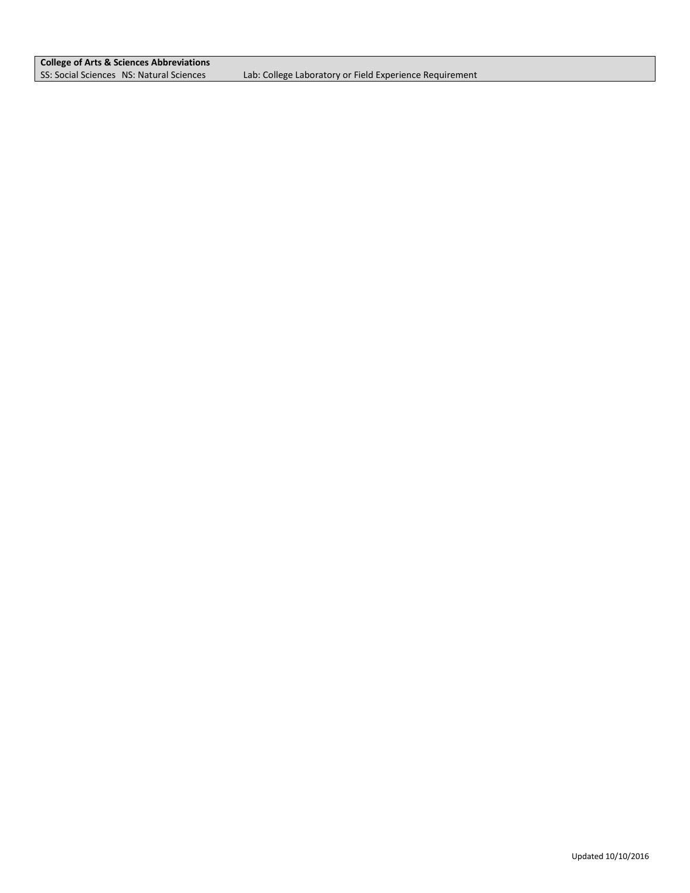| College of Arts & Sciences Abbreviations | |
| --- | --- |
| SS: Social Sciences NS: Natural Sciences | Lab: College Laboratory or Field Experience Requirement |

Updated 10/10/2016